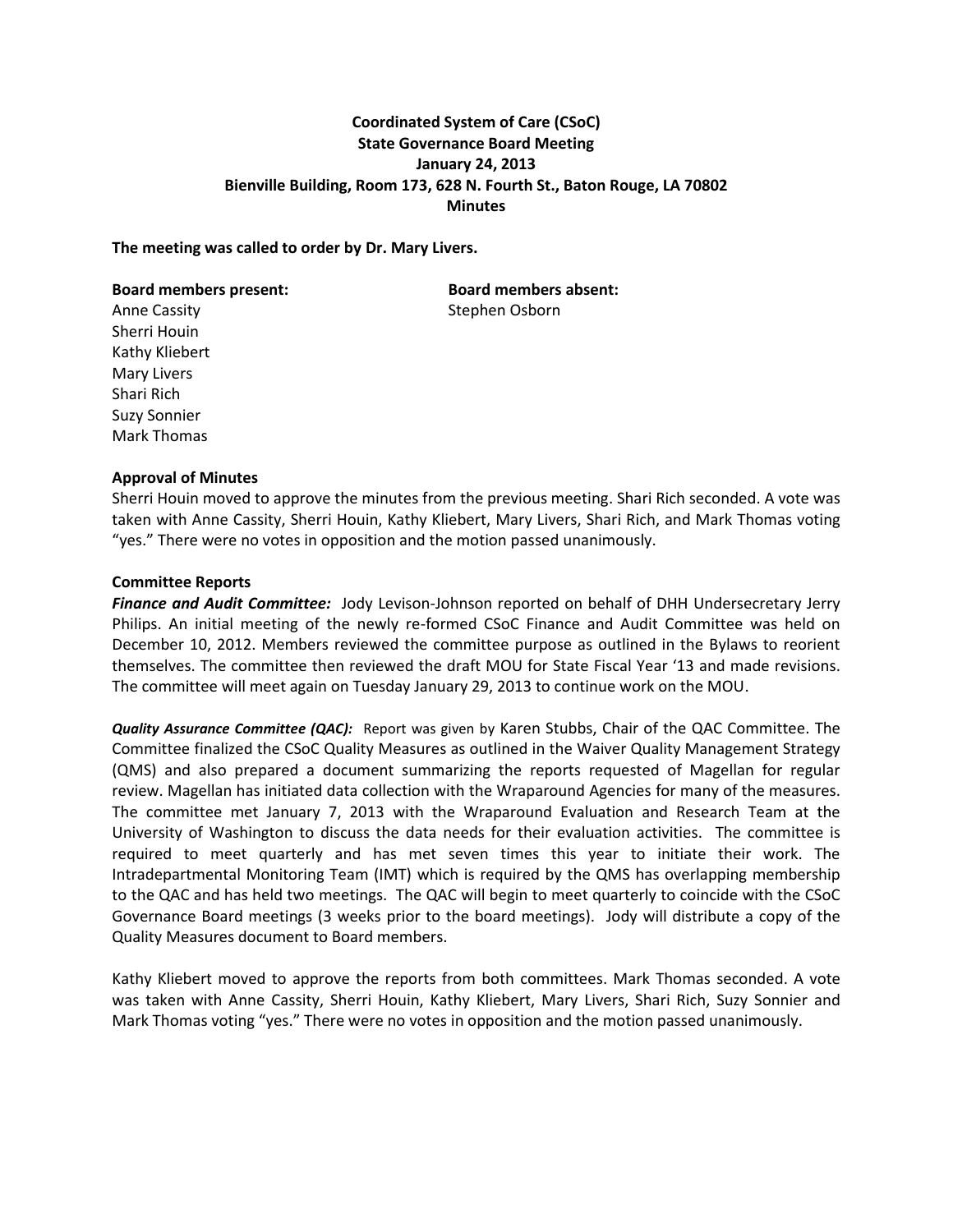**Coordinated System of Care (CSoC)**
**State Governance Board Meeting**
**January 24, 2013**
**Bienville Building, Room 173, 628 N. Fourth St., Baton Rouge, LA 70802**
**Minutes**

**The meeting was called to order by Dr. Mary Livers.**

**Board members present:**
Anne Cassity
Sherri Houin
Kathy Kliebert
Mary Livers
Shari Rich
Suzy Sonnier
Mark Thomas

**Board members absent:**
Stephen Osborn

**Approval of Minutes**

Sherri Houin moved to approve the minutes from the previous meeting. Shari Rich seconded. A vote was taken with Anne Cassity, Sherri Houin, Kathy Kliebert, Mary Livers, Shari Rich, and Mark Thomas voting "yes." There were no votes in opposition and the motion passed unanimously.

**Committee Reports**

***Finance and Audit Committee:*** Jody Levison-Johnson reported on behalf of DHH Undersecretary Jerry Philips. An initial meeting of the newly re-formed CSoC Finance and Audit Committee was held on December 10, 2012. Members reviewed the committee purpose as outlined in the Bylaws to reorient themselves. The committee then reviewed the draft MOU for State Fiscal Year '13 and made revisions. The committee will meet again on Tuesday January 29, 2013 to continue work on the MOU.

***Quality Assurance Committee (QAC):*** Report was given by Karen Stubbs, Chair of the QAC Committee. The Committee finalized the CSoC Quality Measures as outlined in the Waiver Quality Management Strategy (QMS) and also prepared a document summarizing the reports requested of Magellan for regular review. Magellan has initiated data collection with the Wraparound Agencies for many of the measures. The committee met January 7, 2013 with the Wraparound Evaluation and Research Team at the University of Washington to discuss the data needs for their evaluation activities. The committee is required to meet quarterly and has met seven times this year to initiate their work. The Intradepartmental Monitoring Team (IMT) which is required by the QMS has overlapping membership to the QAC and has held two meetings. The QAC will begin to meet quarterly to coincide with the CSoC Governance Board meetings (3 weeks prior to the board meetings). Jody will distribute a copy of the Quality Measures document to Board members.

Kathy Kliebert moved to approve the reports from both committees. Mark Thomas seconded. A vote was taken with Anne Cassity, Sherri Houin, Kathy Kliebert, Mary Livers, Shari Rich, Suzy Sonnier and Mark Thomas voting "yes." There were no votes in opposition and the motion passed unanimously.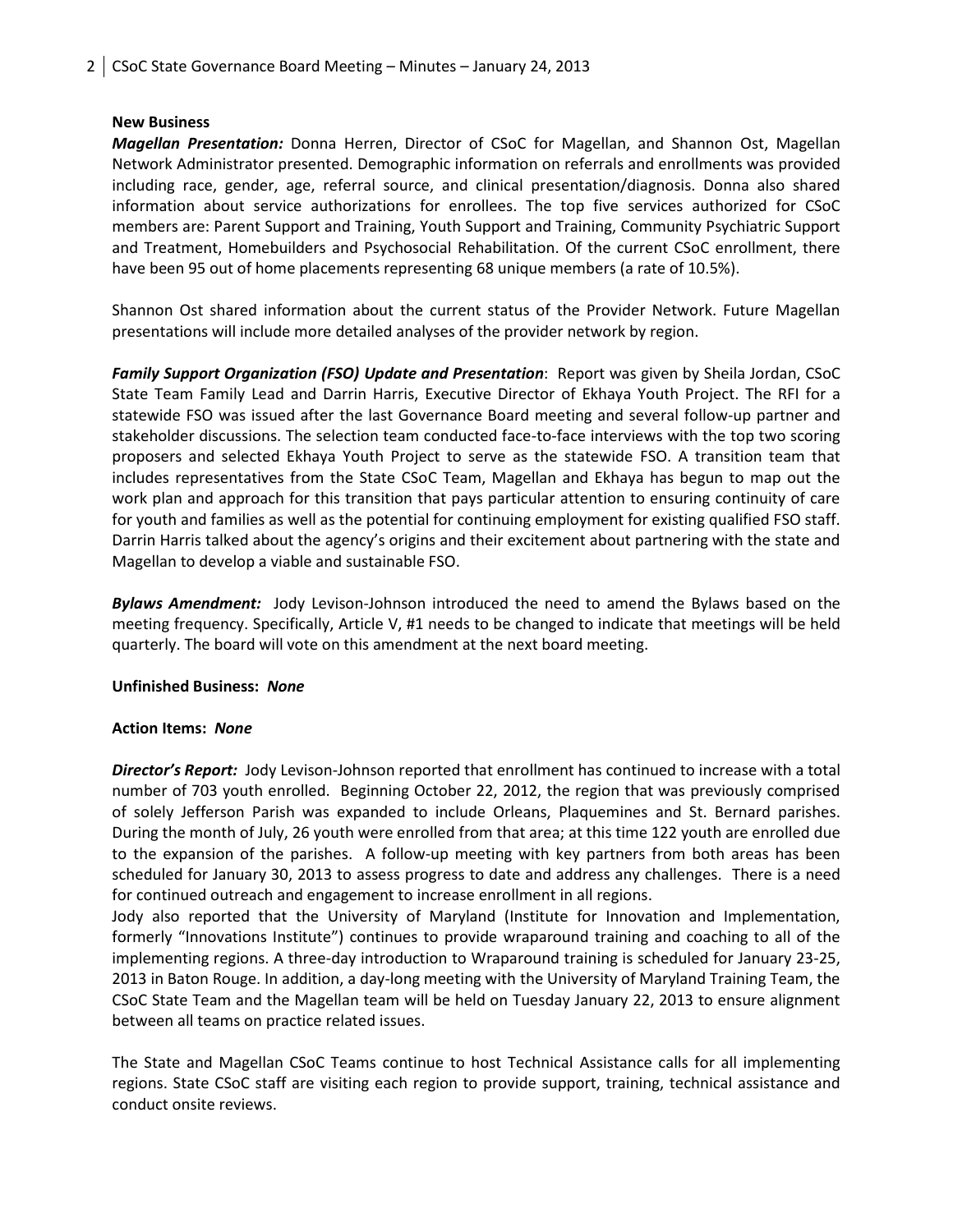**New Business**

***Magellan Presentation:*** Donna Herren, Director of CSoC for Magellan, and Shannon Ost, Magellan Network Administrator presented. Demographic information on referrals and enrollments was provided including race, gender, age, referral source, and clinical presentation/diagnosis. Donna also shared information about service authorizations for enrollees. The top five services authorized for CSoC members are: Parent Support and Training, Youth Support and Training, Community Psychiatric Support and Treatment, Homebuilders and Psychosocial Rehabilitation. Of the current CSoC enrollment, there have been 95 out of home placements representing 68 unique members (a rate of 10.5%).

Shannon Ost shared information about the current status of the Provider Network. Future Magellan presentations will include more detailed analyses of the provider network by region.

***Family Support Organization (FSO) Update and Presentation***: Report was given by Sheila Jordan, CSoC State Team Family Lead and Darrin Harris, Executive Director of Ekhaya Youth Project. The RFI for a statewide FSO was issued after the last Governance Board meeting and several follow-up partner and stakeholder discussions. The selection team conducted face-to-face interviews with the top two scoring proposers and selected Ekhaya Youth Project to serve as the statewide FSO. A transition team that includes representatives from the State CSoC Team, Magellan and Ekhaya has begun to map out the work plan and approach for this transition that pays particular attention to ensuring continuity of care for youth and families as well as the potential for continuing employment for existing qualified FSO staff. Darrin Harris talked about the agency's origins and their excitement about partnering with the state and Magellan to develop a viable and sustainable FSO.

***Bylaws Amendment:*** Jody Levison-Johnson introduced the need to amend the Bylaws based on the meeting frequency. Specifically, Article V, #1 needs to be changed to indicate that meetings will be held quarterly. The board will vote on this amendment at the next board meeting.

**Unfinished Business:** ***None***

**Action Items:** ***None***

***Director's Report:*** Jody Levison-Johnson reported that enrollment has continued to increase with a total number of 703 youth enrolled. Beginning October 22, 2012, the region that was previously comprised of solely Jefferson Parish was expanded to include Orleans, Plaquemines and St. Bernard parishes. During the month of July, 26 youth were enrolled from that area; at this time 122 youth are enrolled due to the expansion of the parishes. A follow-up meeting with key partners from both areas has been scheduled for January 30, 2013 to assess progress to date and address any challenges. There is a need for continued outreach and engagement to increase enrollment in all regions.
Jody also reported that the University of Maryland (Institute for Innovation and Implementation, formerly "Innovations Institute") continues to provide wraparound training and coaching to all of the implementing regions. A three-day introduction to Wraparound training is scheduled for January 23-25, 2013 in Baton Rouge. In addition, a day-long meeting with the University of Maryland Training Team, the CSoC State Team and the Magellan team will be held on Tuesday January 22, 2013 to ensure alignment between all teams on practice related issues.

The State and Magellan CSoC Teams continue to host Technical Assistance calls for all implementing regions. State CSoC staff are visiting each region to provide support, training, technical assistance and conduct onsite reviews.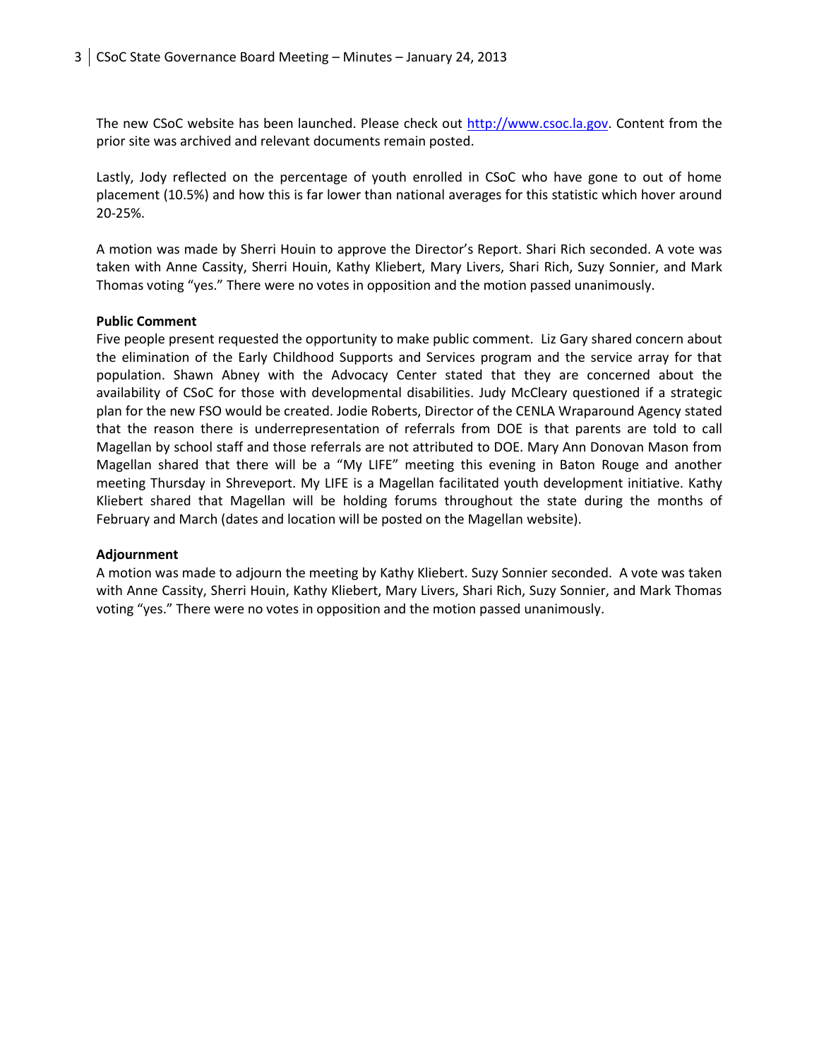The new CSoC website has been launched. Please check out http://www.csoc.la.gov. Content from the prior site was archived and relevant documents remain posted.

Lastly, Jody reflected on the percentage of youth enrolled in CSoC who have gone to out of home placement (10.5%) and how this is far lower than national averages for this statistic which hover around 20-25%.

A motion was made by Sherri Houin to approve the Director's Report. Shari Rich seconded. A vote was taken with Anne Cassity, Sherri Houin, Kathy Kliebert, Mary Livers, Shari Rich, Suzy Sonnier, and Mark Thomas voting "yes." There were no votes in opposition and the motion passed unanimously.

**Public Comment**

Five people present requested the opportunity to make public comment. Liz Gary shared concern about the elimination of the Early Childhood Supports and Services program and the service array for that population. Shawn Abney with the Advocacy Center stated that they are concerned about the availability of CSoC for those with developmental disabilities. Judy McCleary questioned if a strategic plan for the new FSO would be created. Jodie Roberts, Director of the CENLA Wraparound Agency stated that the reason there is underrepresentation of referrals from DOE is that parents are told to call Magellan by school staff and those referrals are not attributed to DOE. Mary Ann Donovan Mason from Magellan shared that there will be a "My LIFE" meeting this evening in Baton Rouge and another meeting Thursday in Shreveport. My LIFE is a Magellan facilitated youth development initiative. Kathy Kliebert shared that Magellan will be holding forums throughout the state during the months of February and March (dates and location will be posted on the Magellan website).

**Adjournment**

A motion was made to adjourn the meeting by Kathy Kliebert. Suzy Sonnier seconded. A vote was taken with Anne Cassity, Sherri Houin, Kathy Kliebert, Mary Livers, Shari Rich, Suzy Sonnier, and Mark Thomas voting "yes." There were no votes in opposition and the motion passed unanimously.